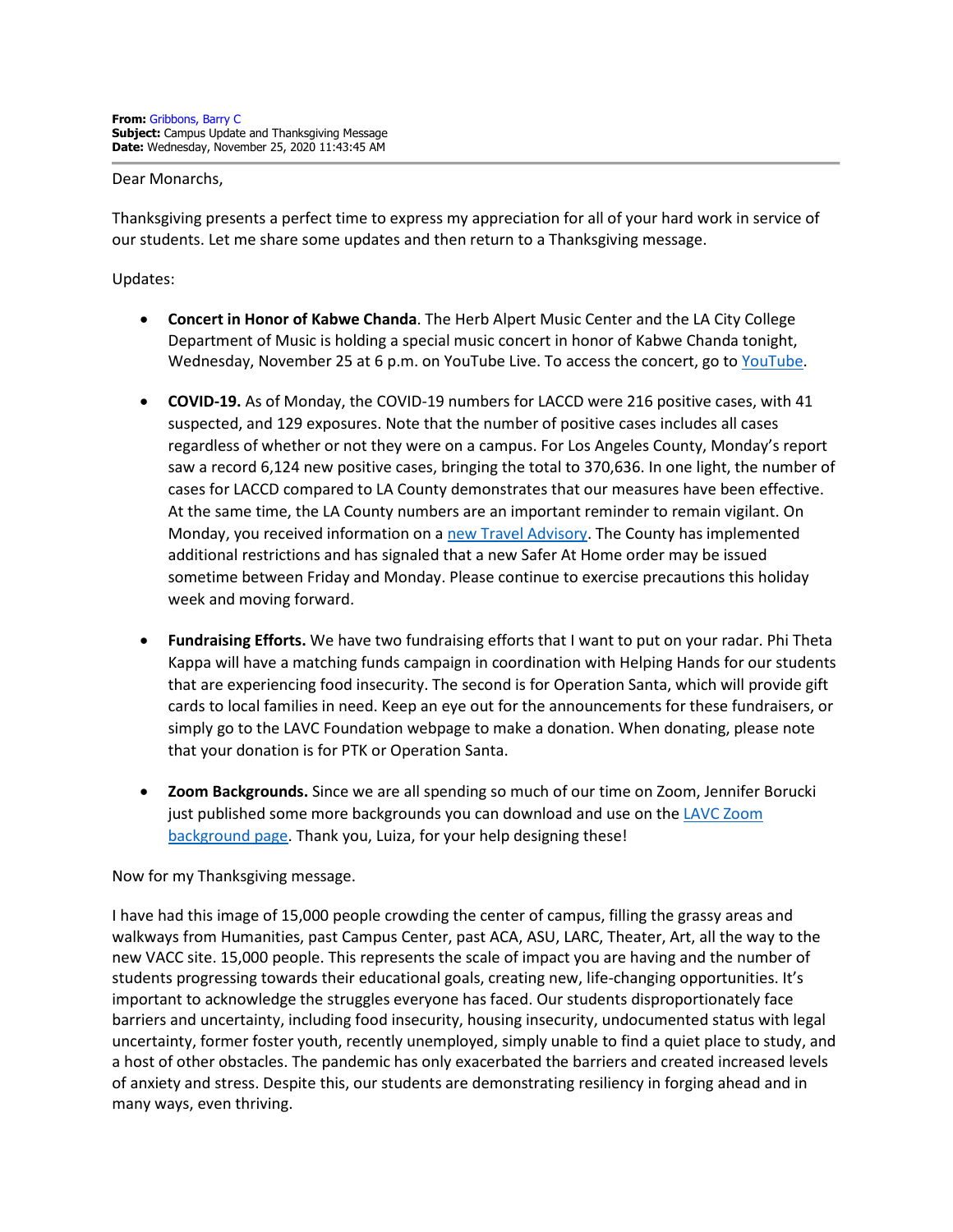**From:** Gribbons, Barry C
**Subject:** Campus Update and Thanksgiving Message
**Date:** Wednesday, November 25, 2020 11:43:45 AM

Dear Monarchs,

Thanksgiving presents a perfect time to express my appreciation for all of your hard work in service of our students. Let me share some updates and then return to a Thanksgiving message.

Updates:

- **Concert in Honor of Kabwe Chanda**. The Herb Alpert Music Center and the LA City College Department of Music is holding a special music concert in honor of Kabwe Chanda tonight, Wednesday, November 25 at 6 p.m. on YouTube Live. To access the concert, go to YouTube.

- **COVID-19.** As of Monday, the COVID-19 numbers for LACCD were 216 positive cases, with 41 suspected, and 129 exposures. Note that the number of positive cases includes all cases regardless of whether or not they were on a campus. For Los Angeles County, Monday's report saw a record 6,124 new positive cases, bringing the total to 370,636. In one light, the number of cases for LACCD compared to LA County demonstrates that our measures have been effective. At the same time, the LA County numbers are an important reminder to remain vigilant. On Monday, you received information on a new Travel Advisory. The County has implemented additional restrictions and has signaled that a new Safer At Home order may be issued sometime between Friday and Monday. Please continue to exercise precautions this holiday week and moving forward.

- **Fundraising Efforts.** We have two fundraising efforts that I want to put on your radar. Phi Theta Kappa will have a matching funds campaign in coordination with Helping Hands for our students that are experiencing food insecurity. The second is for Operation Santa, which will provide gift cards to local families in need. Keep an eye out for the announcements for these fundraisers, or simply go to the LAVC Foundation webpage to make a donation. When donating, please note that your donation is for PTK or Operation Santa.

- **Zoom Backgrounds.** Since we are all spending so much of our time on Zoom, Jennifer Borucki just published some more backgrounds you can download and use on the LAVC Zoom background page. Thank you, Luiza, for your help designing these!

Now for my Thanksgiving message.

I have had this image of 15,000 people crowding the center of campus, filling the grassy areas and walkways from Humanities, past Campus Center, past ACA, ASU, LARC, Theater, Art, all the way to the new VACC site. 15,000 people. This represents the scale of impact you are having and the number of students progressing towards their educational goals, creating new, life-changing opportunities. It's important to acknowledge the struggles everyone has faced. Our students disproportionately face barriers and uncertainty, including food insecurity, housing insecurity, undocumented status with legal uncertainty, former foster youth, recently unemployed, simply unable to find a quiet place to study, and a host of other obstacles. The pandemic has only exacerbated the barriers and created increased levels of anxiety and stress. Despite this, our students are demonstrating resiliency in forging ahead and in many ways, even thriving.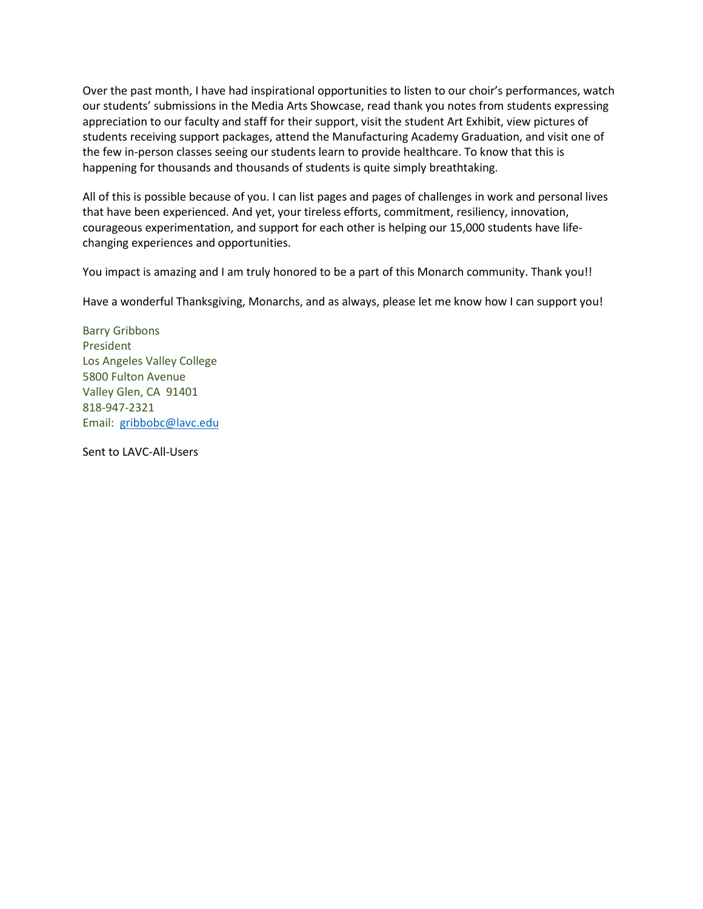Over the past month, I have had inspirational opportunities to listen to our choir's performances, watch our students' submissions in the Media Arts Showcase, read thank you notes from students expressing appreciation to our faculty and staff for their support, visit the student Art Exhibit, view pictures of students receiving support packages, attend the Manufacturing Academy Graduation, and visit one of the few in-person classes seeing our students learn to provide healthcare. To know that this is happening for thousands and thousands of students is quite simply breathtaking.

All of this is possible because of you. I can list pages and pages of challenges in work and personal lives that have been experienced. And yet, your tireless efforts, commitment, resiliency, innovation, courageous experimentation, and support for each other is helping our 15,000 students have life-changing experiences and opportunities.

You impact is amazing and I am truly honored to be a part of this Monarch community. Thank you!!

Have a wonderful Thanksgiving, Monarchs, and as always, please let me know how I can support you!

Barry Gribbons  
President  
Los Angeles Valley College  
5800 Fulton Avenue  
Valley Glen, CA 91401  
818-947-2321  
Email: gribbobc@lavc.edu

Sent to LAVC-All-Users